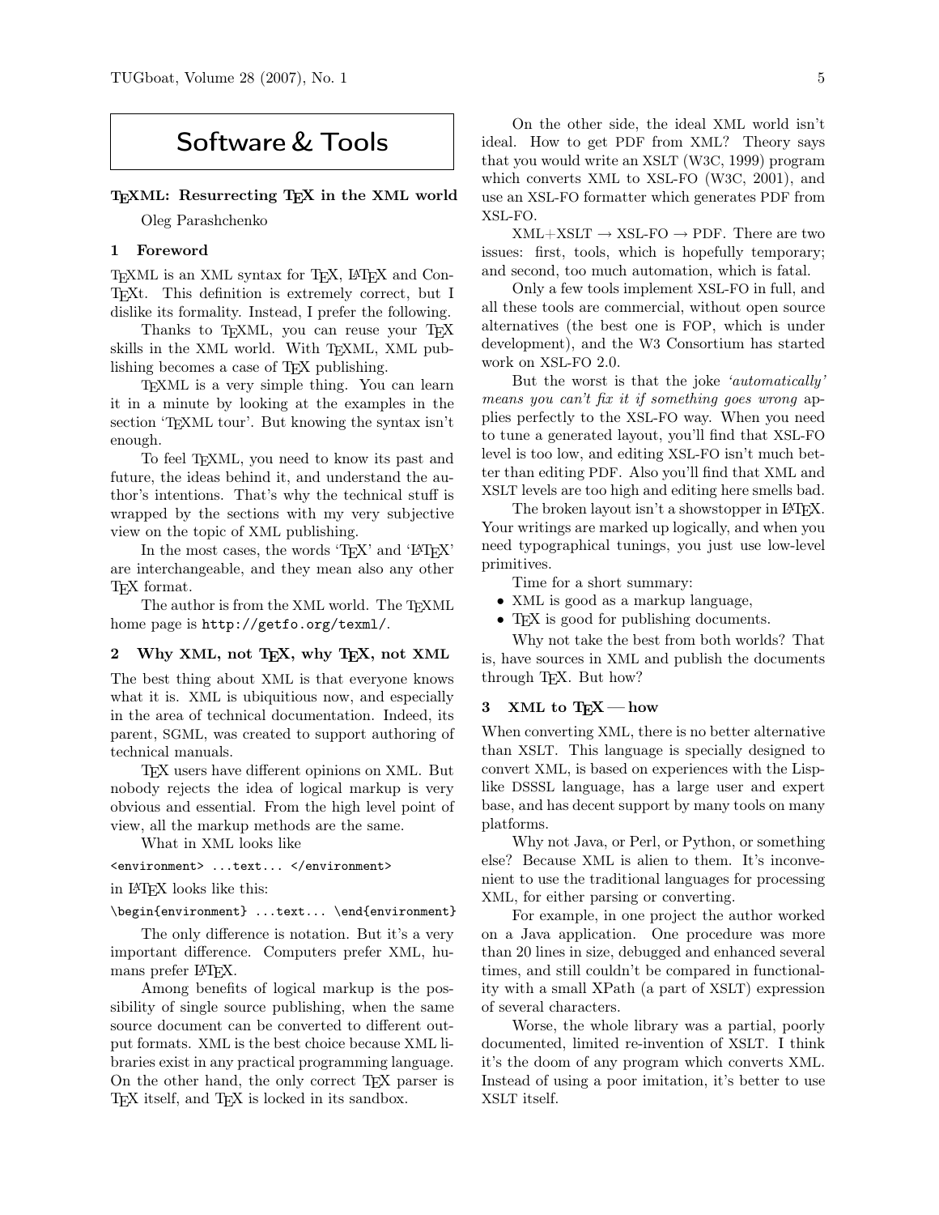# Software & Tools

## TeXML: Resurrecting TeX in the XML world

Oleg Parashchenko

### 1 Foreword

TeXML is an XML syntax for TeX, LaTeX and ConTeXt. This definition is extremely correct, but I dislike its formality. Instead, I prefer the following.

Thanks to TeXML, you can reuse your TeX skills in the XML world. With TeXML, XML publishing becomes a case of TeX publishing.

TeXML is a very simple thing. You can learn it in a minute by looking at the examples in the section 'TeXML tour'. But knowing the syntax isn't enough.

To feel TeXML, you need to know its past and future, the ideas behind it, and understand the author's intentions. That's why the technical stuff is wrapped by the sections with my very subjective view on the topic of XML publishing.

In the most cases, the words 'TeX' and 'LaTeX' are interchangeable, and they mean also any other TeX format.

The author is from the XML world. The TeXML home page is `http://getfo.org/texml/`.

### 2 Why XML, not TeX, why TeX, not XML

The best thing about XML is that everyone knows what it is. XML is ubiquitious now, and especially in the area of technical documentation. Indeed, its parent, SGML, was created to support authoring of technical manuals.

TeX users have different opinions on XML. But nobody rejects the idea of logical markup is very obvious and essential. From the high level point of view, all the markup methods are the same.

What in XML looks like

```
<environment> ...text... </environment>
```

in LaTeX looks like this:

```
\begin{environment} ...text... \end{environment}
```

The only difference is notation. But it's a very important difference. Computers prefer XML, humans prefer LaTeX.

Among benefits of logical markup is the possibility of single source publishing, when the same source document can be converted to different output formats. XML is the best choice because XML libraries exist in any practical programming language. On the other hand, the only correct TeX parser is TeX itself, and TeX is locked in its sandbox.

On the other side, the ideal XML world isn't ideal. How to get PDF from XML? Theory says that you would write an XSLT (W3C, 1999) program which converts XML to XSL-FO (W3C, 2001), and use an XSL-FO formatter which generates PDF from XSL-FO.

XML+XSLT → XSL-FO → PDF. There are two issues: first, tools, which is hopefully temporary; and second, too much automation, which is fatal.

Only a few tools implement XSL-FO in full, and all these tools are commercial, without open source alternatives (the best one is FOP, which is under development), and the W3 Consortium has started work on XSL-FO 2.0.

But the worst is that the joke *'automatically' means you can't fix it if something goes wrong* applies perfectly to the XSL-FO way. When you need to tune a generated layout, you'll find that XSL-FO level is too low, and editing XSL-FO isn't much better than editing PDF. Also you'll find that XML and XSLT levels are too high and editing here smells bad.

The broken layout isn't a showstopper in LaTeX. Your writings are marked up logically, and when you need typographical tunings, you just use low-level primitives.

Time for a short summary:

- XML is good as a markup language,
- TeX is good for publishing documents.

Why not take the best from both worlds? That is, have sources in XML and publish the documents through TeX. But how?

### 3 XML to TeX — how

When converting XML, there is no better alternative than XSLT. This language is specially designed to convert XML, is based on experiences with the Lisp-like DSSSL language, has a large user and expert base, and has decent support by many tools on many platforms.

Why not Java, or Perl, or Python, or something else? Because XML is alien to them. It's inconvenient to use the traditional languages for processing XML, for either parsing or converting.

For example, in one project the author worked on a Java application. One procedure was more than 20 lines in size, debugged and enhanced several times, and still couldn't be compared in functionality with a small XPath (a part of XSLT) expression of several characters.

Worse, the whole library was a partial, poorly documented, limited re-invention of XSLT. I think it's the doom of any program which converts XML. Instead of using a poor imitation, it's better to use XSLT itself.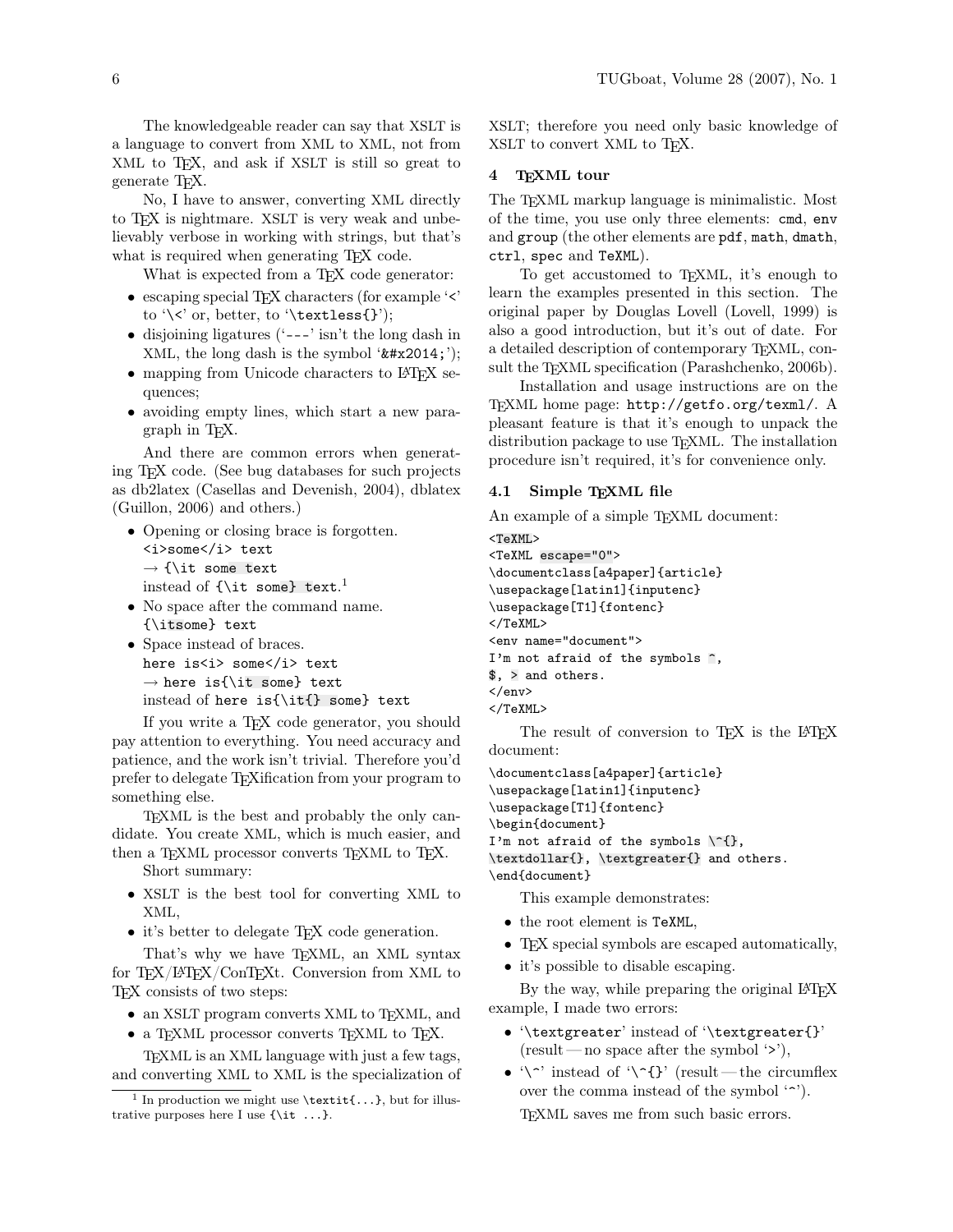The knowledgeable reader can say that XSLT is a language to convert from XML to XML, not from XML to TeX, and ask if XSLT is still so great to generate TeX.

No, I have to answer, converting XML directly to TeX is nightmare. XSLT is very weak and unbelievably verbose in working with strings, but that's what is required when generating TeX code.

What is expected from a TeX code generator:

- escaping special TeX characters (for example '<' to '\<' or, better, to '\textless{}');
- disjoining ligatures ('---' isn't the long dash in XML, the long dash is the symbol '&#x2014;');
- mapping from Unicode characters to LaTeX sequences;
- avoiding empty lines, which start a new paragraph in TeX.

And there are common errors when generating TeX code. (See bug databases for such projects as db2latex (Casellas and Devenish, 2004), dblatex (Guillon, 2006) and others.)

- Opening or closing brace is forgotten.
  `<i>some</i> text`
  → `{\it some text`
  instead of `{\it some} text`.[1]
- No space after the command name.
  `{\itsome} text`
- Space instead of braces.
  `here is<i> some</i> text`
  → `here is{\it some} text`
  instead of `here is{\it{} some} text`

If you write a TeX code generator, you should pay attention to everything. You need accuracy and patience, and the work isn't trivial. Therefore you'd prefer to delegate TeXification from your program to something else.

TeXML is the best and probably the only candidate. You create XML, which is much easier, and then a TeXML processor converts TeXML to TeX.

Short summary:

- XSLT is the best tool for converting XML to XML,
- it's better to delegate TeX code generation.

That's why we have TeXML, an XML syntax for TeX/LaTeX/ConTeXt. Conversion from XML to TeX consists of two steps:

- an XSLT program converts XML to TeXML, and
- a TeXML processor converts TeXML to TeX.

TeXML is an XML language with just a few tags, and converting XML to XML is the specialization of XSLT; therefore you need only basic knowledge of XSLT to convert XML to TeX.

[1] In production we might use `\textit{...}`, but for illustrative purposes here I use `{\it ...}`.

## 4 TeXML tour

The TeXML markup language is minimalistic. Most of the time, you use only three elements: `cmd`, `env` and `group` (the other elements are `pdf`, `math`, `dmath`, `ctrl`, `spec` and `TeXML`).

To get accustomed to TeXML, it's enough to learn the examples presented in this section. The original paper by Douglas Lovell (Lovell, 1999) is also a good introduction, but it's out of date. For a detailed description of contemporary TeXML, consult the TeXML specification (Parashchenko, 2006b).

Installation and usage instructions are on the TeXML home page: `http://getfo.org/texml/`. A pleasant feature is that it's enough to unpack the distribution package to use TeXML. The installation procedure isn't required, it's for convenience only.

### 4.1 Simple TeXML file

An example of a simple TeXML document:

```
<TeXML>
<TeXML escape="0">
\documentclass[a4paper]{article}
\usepackage[latin1]{inputenc}
\usepackage[T1]{fontenc}
</TeXML>
<env name="document">
I'm not afraid of the symbols ^,
$, > and others.
</env>
</TeXML>
```

The result of conversion to TeX is the LaTeX document:

```
\documentclass[a4paper]{article}
\usepackage[latin1]{inputenc}
\usepackage[T1]{fontenc}
\begin{document}
I'm not afraid of the symbols \^{},
\textdollar{}, \textgreater{} and others.
\end{document}
```

This example demonstrates:

- the root element is `TeXML`,
- TeX special symbols are escaped automatically,
- it's possible to disable escaping.

By the way, while preparing the original LaTeX example, I made two errors:

- '`\textgreater`' instead of '`\textgreater{}`' (result — no space after the symbol '>'),
- '`\^`' instead of '`\^{}`' (result — the circumflex over the comma instead of the symbol '^').

TeXML saves me from such basic errors.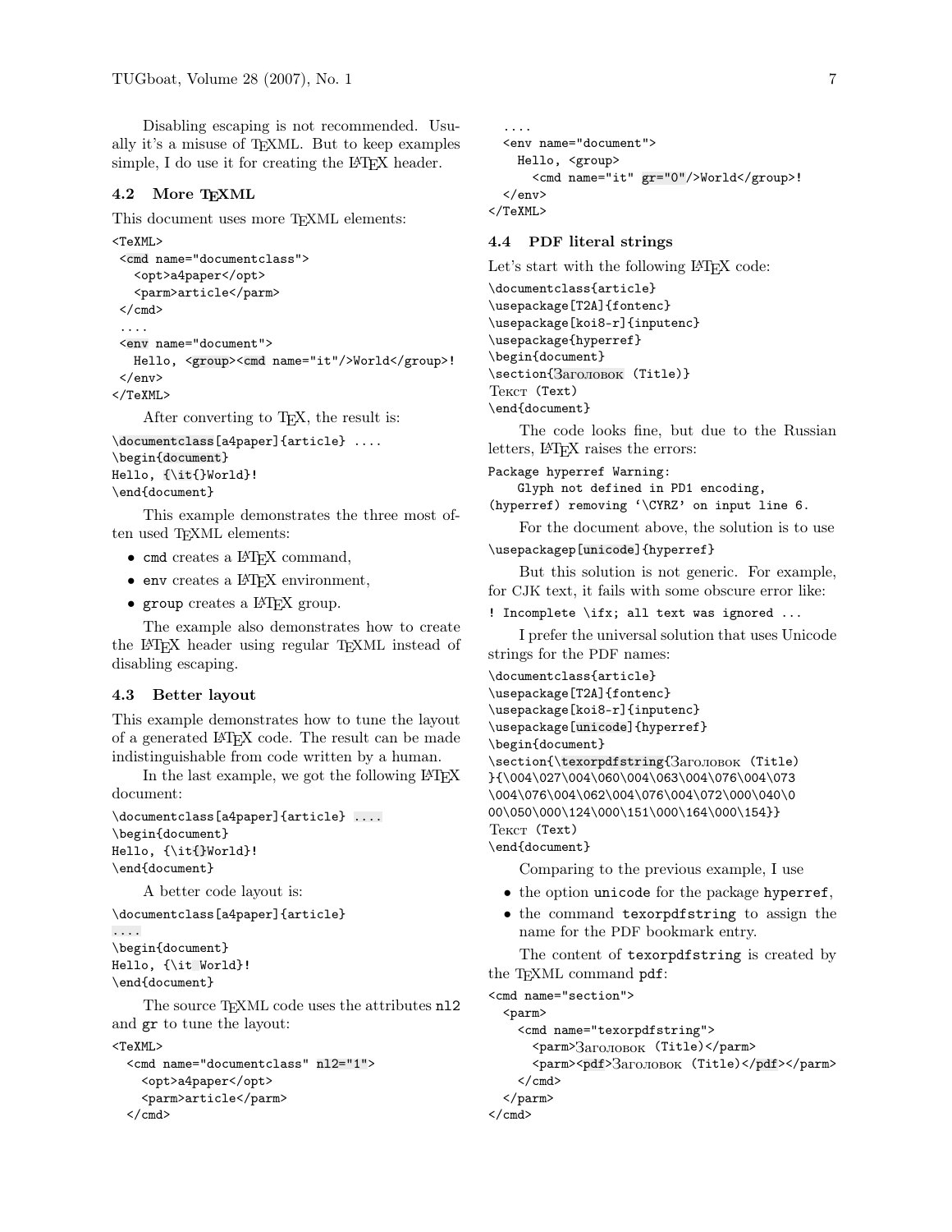Disabling escaping is not recommended. Usually it's a misuse of TeXML. But to keep examples simple, I do use it for creating the LaTeX header.

### 4.2 More TeXML

This document uses more TeXML elements:

```
<TeXML>
 <cmd name="documentclass">
   <opt>a4paper</opt>
   <parm>article</parm>
 </cmd>
 ....
 <env name="document">
   Hello, <group><cmd name="it"/>World</group>!
 </env>
</TeXML>
```

After converting to TeX, the result is:

```
\documentclass[a4paper]{article} ....
\begin{document}
Hello, {\it{}World}!
\end{document}
```

This example demonstrates the three most often used TeXML elements:

- cmd creates a LaTeX command,
- env creates a LaTeX environment,
- group creates a LaTeX group.

The example also demonstrates how to create the LaTeX header using regular TeXML instead of disabling escaping.

### 4.3 Better layout

This example demonstrates how to tune the layout of a generated LaTeX code. The result can be made indistinguishable from code written by a human.

In the last example, we got the following LaTeX document:

```
\documentclass[a4paper]{article} ....
\begin{document}
Hello, {\it{}World}!
\end{document}
```

A better code layout is:

```
\documentclass[a4paper]{article}
....
\begin{document}
Hello, {\it World}!
\end{document}
```

The source TeXML code uses the attributes nl2 and gr to tune the layout:

```
<TeXML>
  <cmd name="documentclass" nl2="1">
    <opt>a4paper</opt>
    <parm>article</parm>
  </cmd>
  ....
  <env name="document">
    Hello, <group>
      <cmd name="it" gr="0"/>World</group>!
  </env>
</TeXML>
```

### 4.4 PDF literal strings

Let's start with the following LaTeX code:

```
\documentclass{article}
\usepackage[T2A]{fontenc}
\usepackage[koi8-r]{inputenc}
\usepackage{hyperref}
\begin{document}
\section{Заголовок (Title)}
Текст (Text)
\end{document}
```

The code looks fine, but due to the Russian letters, LaTeX raises the errors:

```
Package hyperref Warning:
    Glyph not defined in PD1 encoding,
(hyperref) removing `\CYRZ' on input line 6.
```

For the document above, the solution is to use

```
\usepackagep[unicode]{hyperref}
```

But this solution is not generic. For example, for CJK text, it fails with some obscure error like:

```
! Incomplete \ifx; all text was ignored ...
```

I prefer the universal solution that uses Unicode strings for the PDF names:

```
\documentclass{article}
\usepackage[T2A]{fontenc}
\usepackage[koi8-r]{inputenc}
\usepackage[unicode]{hyperref}
\begin{document}
\section{\texorpdfstring{Заголовок (Title)
}{\004\027\004\060\004\063\004\076\004\073
\004\076\004\062\004\076\004\072\000\040\0
00\050\000\124\000\151\000\164\000\154}}
Текст (Text)
\end{document}
```

Comparing to the previous example, I use

- the option unicode for the package hyperref,
- the command texorpdfstring to assign the name for the PDF bookmark entry.

The content of texorpdfstring is created by the TeXML command pdf:

```
<cmd name="section">
  <parm>
    <cmd name="texorpdfstring">
      <parm>Заголовок (Title)</parm>
      <parm><pdf>Заголовок (Title)</pdf></parm>
    </cmd>
  </parm>
</cmd>
```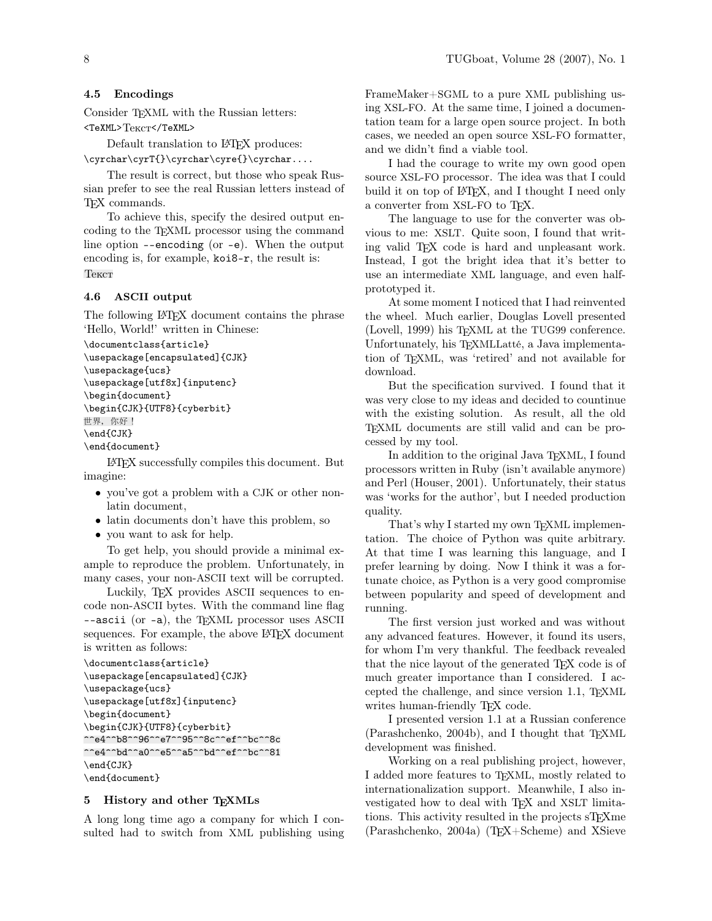### 4.5 Encodings

Consider TeXML with the Russian letters:
`<TeXML>Текст</TeXML>`

Default translation to LaTeX produces:
`\cyrchar\cyrT{}\cyrchar\cyre{}\cyrchar....`

The result is correct, but those who speak Russian prefer to see the real Russian letters instead of TeX commands.

To achieve this, specify the desired output encoding to the TeXML processor using the command line option `--encoding` (or `-e`). When the output encoding is, for example, `koi8-r`, the result is:
Текст

### 4.6 ASCII output

The following LaTeX document contains the phrase 'Hello, World!' written in Chinese:

```
\documentclass{article}
\usepackage[encapsulated]{CJK}
\usepackage{ucs}
\usepackage[utf8x]{inputenc}
\begin{document}
\begin{CJK}{UTF8}{cyberbit}
世界，你好！
\end{CJK}
\end{document}
```

LaTeX successfully compiles this document. But imagine:

- you've got a problem with a CJK or other non-latin document,
- latin documents don't have this problem, so
- you want to ask for help.

To get help, you should provide a minimal example to reproduce the problem. Unfortunately, in many cases, your non-ASCII text will be corrupted.

Luckily, TeX provides ASCII sequences to encode non-ASCII bytes. With the command line flag `--ascii` (or `-a`), the TeXML processor uses ASCII sequences. For example, the above LaTeX document is written as follows:

```
\documentclass{article}
\usepackage[encapsulated]{CJK}
\usepackage{ucs}
\usepackage[utf8x]{inputenc}
\begin{document}
\begin{CJK}{UTF8}{cyberbit}
^^e4^^b8^^96^^e7^^95^^8c^^ef^^bc^^8c
^^e4^^bd^^a0^^e5^^a5^^bd^^ef^^bc^^81
\end{CJK}
\end{document}
```

## 5 History and other TeXMLs

A long long time ago a company for which I consulted had to switch from XML publishing using FrameMaker+SGML to a pure XML publishing using XSL-FO. At the same time, I joined a documentation team for a large open source project. In both cases, we needed an open source XSL-FO formatter, and we didn't find a viable tool.

I had the courage to write my own good open source XSL-FO processor. The idea was that I could build it on top of LaTeX, and I thought I need only a converter from XSL-FO to TeX.

The language to use for the converter was obvious to me: XSLT. Quite soon, I found that writing valid TeX code is hard and unpleasant work. Instead, I got the bright idea that it's better to use an intermediate XML language, and even half-prototyped it.

At some moment I noticed that I had reinvented the wheel. Much earlier, Douglas Lovell presented (Lovell, 1999) his TeXML at the TUG99 conference. Unfortunately, his TeXMLLatté, a Java implementation of TeXML, was 'retired' and not available for download.

But the specification survived. I found that it was very close to my ideas and decided to countinue with the existing solution. As result, all the old TeXML documents are still valid and can be processed by my tool.

In addition to the original Java TeXML, I found processors written in Ruby (isn't available anymore) and Perl (Houser, 2001). Unfortunately, their status was 'works for the author', but I needed production quality.

That's why I started my own TeXML implementation. The choice of Python was quite arbitrary. At that time I was learning this language, and I prefer learning by doing. Now I think it was a fortunate choice, as Python is a very good compromise between popularity and speed of development and running.

The first version just worked and was without any advanced features. However, it found its users, for whom I'm very thankful. The feedback revealed that the nice layout of the generated TeX code is of much greater importance than I considered. I accepted the challenge, and since version 1.1, TeXML writes human-friendly TeX code.

I presented version 1.1 at a Russian conference (Parashchenko, 2004b), and I thought that TeXML development was finished.

Working on a real publishing project, however, I added more features to TeXML, mostly related to internationalization support. Meanwhile, I also investigated how to deal with TeX and XSLT limitations. This activity resulted in the projects sTeXme (Parashchenko, 2004a) (TeX+Scheme) and XSieve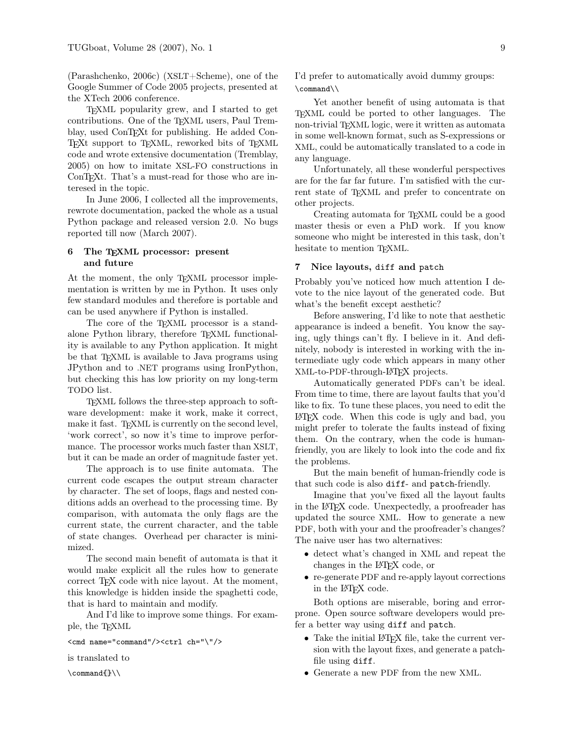(Parashchenko, 2006c) (XSLT+Scheme), one of the Google Summer of Code 2005 projects, presented at the XTech 2006 conference.

TeXML popularity grew, and I started to get contributions. One of the TeXML users, Paul Tremblay, used ConTeXt for publishing. He added ConTeXt support to TeXML, reworked bits of TeXML code and wrote extensive documentation (Tremblay, 2005) on how to imitate XSL-FO constructions in ConTeXt. That's a must-read for those who are interesed in the topic.

In June 2006, I collected all the improvements, rewrote documentation, packed the whole as a usual Python package and released version 2.0. No bugs reported till now (March 2007).

## 6 The TeXML processor: present and future

At the moment, the only TeXML processor implementation is written by me in Python. It uses only few standard modules and therefore is portable and can be used anywhere if Python is installed.

The core of the TeXML processor is a standalone Python library, therefore TeXML functionality is available to any Python application. It might be that TeXML is available to Java programs using JPython and to .NET programs using IronPython, but checking this has low priority on my long-term TODO list.

TeXML follows the three-step approach to software development: make it work, make it correct, make it fast. TeXML is currently on the second level, 'work correct', so now it's time to improve performance. The processor works much faster than XSLT, but it can be made an order of magnitude faster yet.

The approach is to use finite automata. The current code escapes the output stream character by character. The set of loops, flags and nested conditions adds an overhead to the processing time. By comparison, with automata the only flags are the current state, the current character, and the table of state changes. Overhead per character is minimized.

The second main benefit of automata is that it would make explicit all the rules how to generate correct TeX code with nice layout. At the moment, this knowledge is hidden inside the spaghetti code, that is hard to maintain and modify.

And I'd like to improve some things. For example, the TeXML

```
<cmd name="command"/><ctrl ch="\"/>
```

is translated to

```
\command{}\\
```

I'd prefer to automatically avoid dummy groups:

```
\command\\
```

Yet another benefit of using automata is that TeXML could be ported to other languages. The non-trivial TeXML logic, were it written as automata in some well-known format, such as S-expressions or XML, could be automatically translated to a code in any language.

Unfortunately, all these wonderful perspectives are for the far far future. I'm satisfied with the current state of TeXML and prefer to concentrate on other projects.

Creating automata for TeXML could be a good master thesis or even a PhD work. If you know someone who might be interested in this task, don't hesitate to mention TeXML.

## 7 Nice layouts, `diff` and `patch`

Probably you've noticed how much attention I devote to the nice layout of the generated code. But what's the benefit except aesthetic?

Before answering, I'd like to note that aesthetic appearance is indeed a benefit. You know the saying, ugly things can't fly. I believe in it. And definitely, nobody is interested in working with the intermediate ugly code which appears in many other XML-to-PDF-through-LaTeX projects.

Automatically generated PDFs can't be ideal. From time to time, there are layout faults that you'd like to fix. To tune these places, you need to edit the LaTeX code. When this code is ugly and bad, you might prefer to tolerate the faults instead of fixing them. On the contrary, when the code is human-friendly, you are likely to look into the code and fix the problems.

But the main benefit of human-friendly code is that such code is also `diff`- and `patch`-friendly.

Imagine that you've fixed all the layout faults in the LaTeX code. Unexpectedly, a proofreader has updated the source XML. How to generate a new PDF, both with your and the proofreader's changes? The naive user has two alternatives:

- detect what's changed in XML and repeat the changes in the LaTeX code, or
- re-generate PDF and re-apply layout corrections in the LaTeX code.

Both options are miserable, boring and error-prone. Open source software developers would prefer a better way using `diff` and `patch`.

- Take the initial LaTeX file, take the current version with the layout fixes, and generate a patch-file using `diff`.
- Generate a new PDF from the new XML.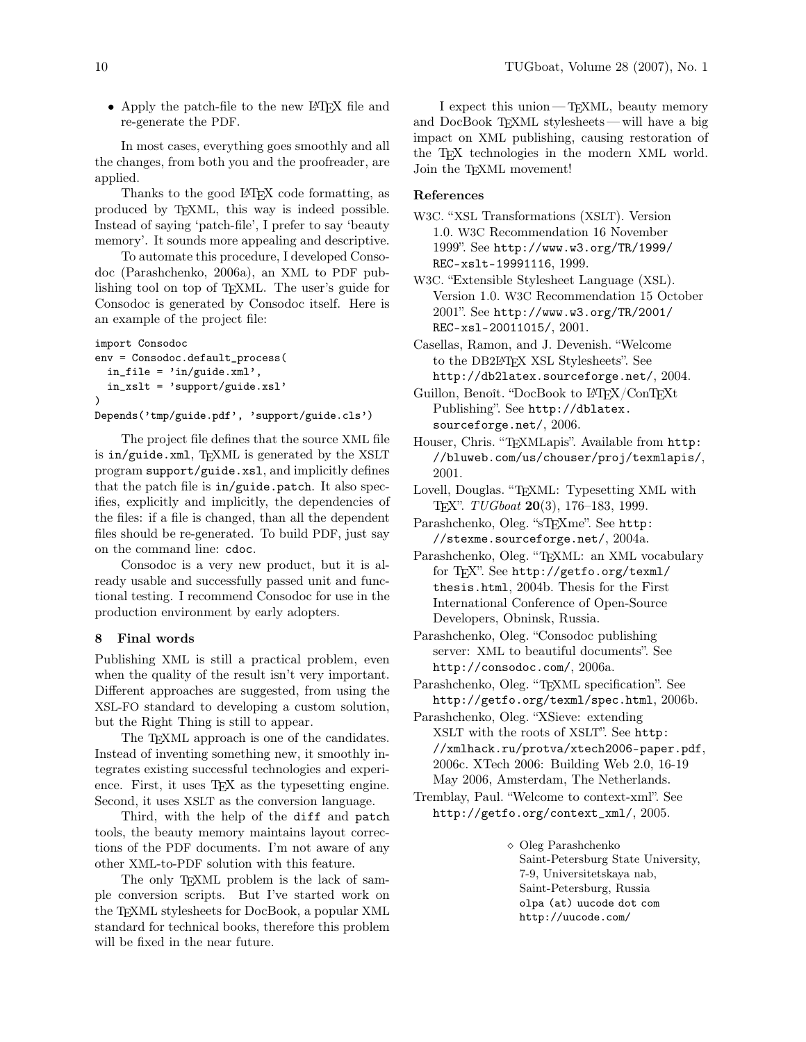- Apply the patch-file to the new LaTeX file and re-generate the PDF.

In most cases, everything goes smoothly and all the changes, from both you and the proofreader, are applied.

Thanks to the good LaTeX code formatting, as produced by TeXML, this way is indeed possible. Instead of saying 'patch-file', I prefer to say 'beauty memory'. It sounds more appealing and descriptive.

To automate this procedure, I developed Consodoc (Parashchenko, 2006a), an XML to PDF publishing tool on top of TeXML. The user's guide for Consodoc is generated by Consodoc itself. Here is an example of the project file:

```
import Consodoc
env = Consodoc.default_process(
  in_file = 'in/guide.xml',
  in_xslt = 'support/guide.xsl'
)
Depends('tmp/guide.pdf', 'support/guide.cls')
```

The project file defines that the source XML file is `in/guide.xml`, TeXML is generated by the XSLT program `support/guide.xsl`, and implicitly defines that the patch file is `in/guide.patch`. It also specifies, explicitly and implicitly, the dependencies of the files: if a file is changed, than all the dependent files should be re-generated. To build PDF, just say on the command line: `cdoc`.

Consodoc is a very new product, but it is already usable and successfully passed unit and functional testing. I recommend Consodoc for use in the production environment by early adopters.

## 8 Final words

Publishing XML is still a practical problem, even when the quality of the result isn't very important. Different approaches are suggested, from using the XSL-FO standard to developing a custom solution, but the Right Thing is still to appear.

The TeXML approach is one of the candidates. Instead of inventing something new, it smoothly integrates existing successful technologies and experience. First, it uses TeX as the typesetting engine. Second, it uses XSLT as the conversion language.

Third, with the help of the `diff` and `patch` tools, the beauty memory maintains layout corrections of the PDF documents. I'm not aware of any other XML-to-PDF solution with this feature.

The only TeXML problem is the lack of sample conversion scripts. But I've started work on the TeXML stylesheets for DocBook, a popular XML standard for technical books, therefore this problem will be fixed in the near future.

I expect this union — TeXML, beauty memory and DocBook TeXML stylesheets — will have a big impact on XML publishing, causing restoration of the TeX technologies in the modern XML world. Join the TeXML movement!

### References

W3C. "XSL Transformations (XSLT). Version 1.0. W3C Recommendation 16 November 1999". See `http://www.w3.org/TR/1999/REC-xslt-19991116`, 1999.

W3C. "Extensible Stylesheet Language (XSL). Version 1.0. W3C Recommendation 15 October 2001". See `http://www.w3.org/TR/2001/REC-xsl-20011015/`, 2001.

Casellas, Ramon, and J. Devenish. "Welcome to the DB2LaTeX XSL Stylesheets". See `http://db2latex.sourceforge.net/`, 2004.

Guillon, Benoît. "DocBook to LaTeX/ConTeXt Publishing". See `http://dblatex.sourceforge.net/`, 2006.

Houser, Chris. "TeXMLapis". Available from `http://bluweb.com/us/chouser/proj/texmlapis/`, 2001.

Lovell, Douglas. "TeXML: Typesetting XML with TeX". *TUGboat* **20**(3), 176–183, 1999.

Parashchenko, Oleg. "sTeXme". See `http://stexme.sourceforge.net/`, 2004a.

Parashchenko, Oleg. "TeXML: an XML vocabulary for TeX". See `http://getfo.org/texml/thesis.html`, 2004b. Thesis for the First International Conference of Open-Source Developers, Obninsk, Russia.

Parashchenko, Oleg. "Consodoc publishing server: XML to beautiful documents". See `http://consodoc.com/`, 2006a.

Parashchenko, Oleg. "TeXML specification". See `http://getfo.org/texml/spec.html`, 2006b.

Parashchenko, Oleg. "XSieve: extending XSLT with the roots of XSLT". See `http://xmlhack.ru/protva/xtech2006-paper.pdf`, 2006c. XTech 2006: Building Web 2.0, 16-19 May 2006, Amsterdam, The Netherlands.

Tremblay, Paul. "Welcome to context-xml". See `http://getfo.org/context_xml/`, 2005.

◇ Oleg Parashchenko
Saint-Petersburg State University,
7-9, Universitetskaya nab,
Saint-Petersburg, Russia
olpa (at) uucode dot com
http://uucode.com/